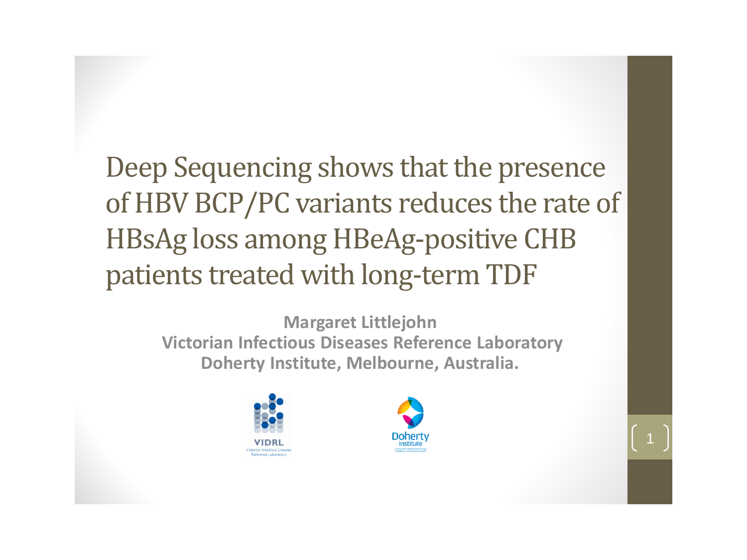# Deep Sequencing shows that the presence of HBV BCP/PC variants reduces the rate of HBsAg loss among HBeAg-positive CHB patients treated with long-term TDF

**Margaret Littlejohn**
**Victorian Infectious Diseases Reference Laboratory**
**Doherty Institute, Melbourne, Australia.**

VIDRL
Victorian Infectious Diseases Reference Laboratory

Doherty Institute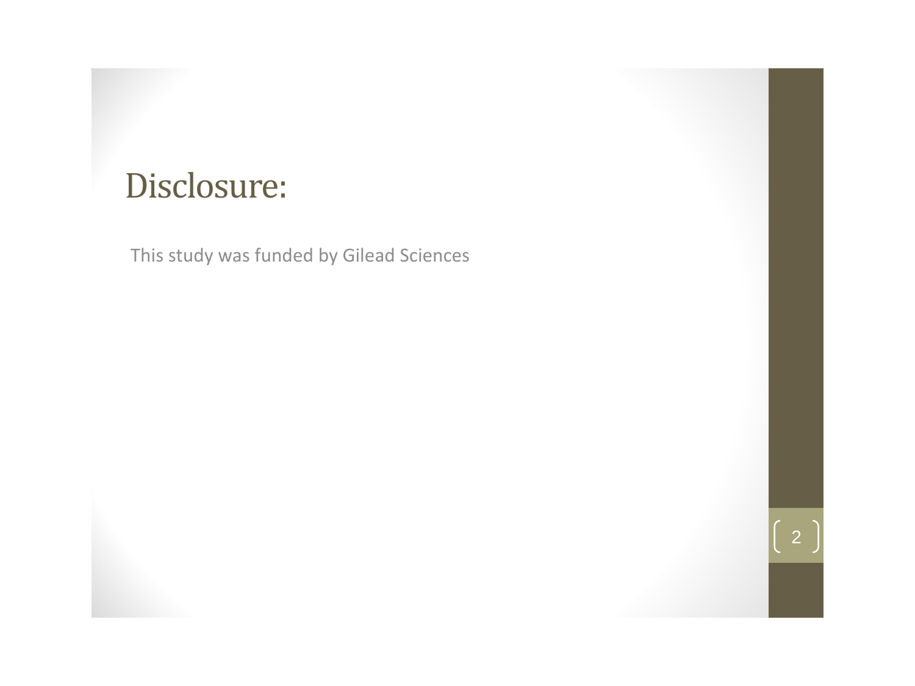# Disclosure:

This study was funded by Gilead Sciences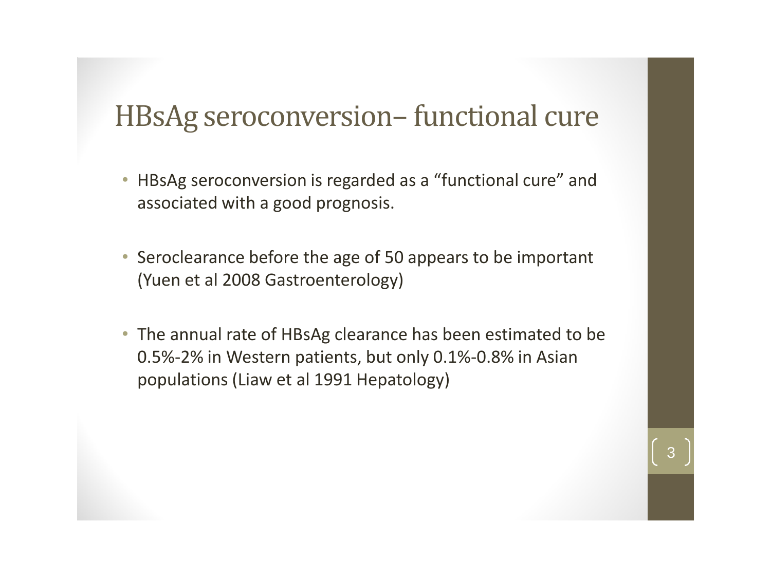# HBsAg seroconversion– functional cure

- HBsAg seroconversion is regarded as a "functional cure" and associated with a good prognosis.
- Seroclearance before the age of 50 appears to be important (Yuen et al 2008 Gastroenterology)
- The annual rate of HBsAg clearance has been estimated to be 0.5%-2% in Western patients, but only 0.1%-0.8% in Asian populations (Liaw et al 1991 Hepatology)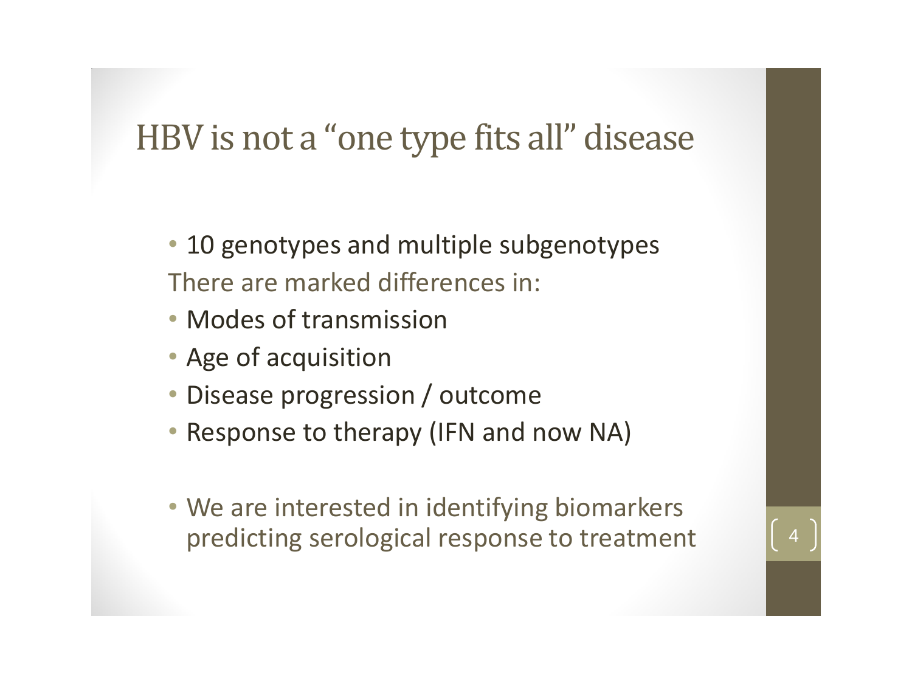# HBV is not a "one type fits all" disease

- 10 genotypes and multiple subgenotypes

There are marked differences in:

- Modes of transmission
- Age of acquisition
- Disease progression / outcome
- Response to therapy (IFN and now NA)

- We are interested in identifying biomarkers predicting serological response to treatment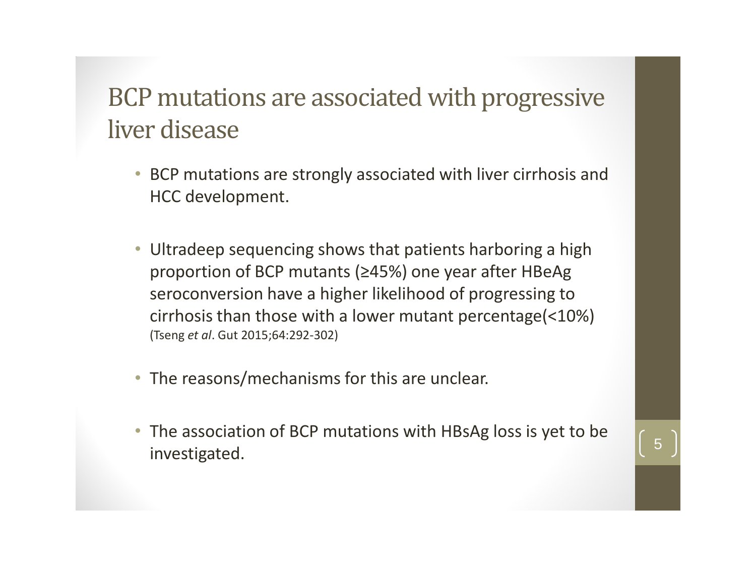# BCP mutations are associated with progressive liver disease

- BCP mutations are strongly associated with liver cirrhosis and HCC development.
- Ultradeep sequencing shows that patients harboring a high proportion of BCP mutants (≥45%) one year after HBeAg seroconversion have a higher likelihood of progressing to cirrhosis than those with a lower mutant percentage(<10%) (Tseng *et al*. Gut 2015;64:292-302)
- The reasons/mechanisms for this are unclear.
- The association of BCP mutations with HBsAg loss is yet to be investigated.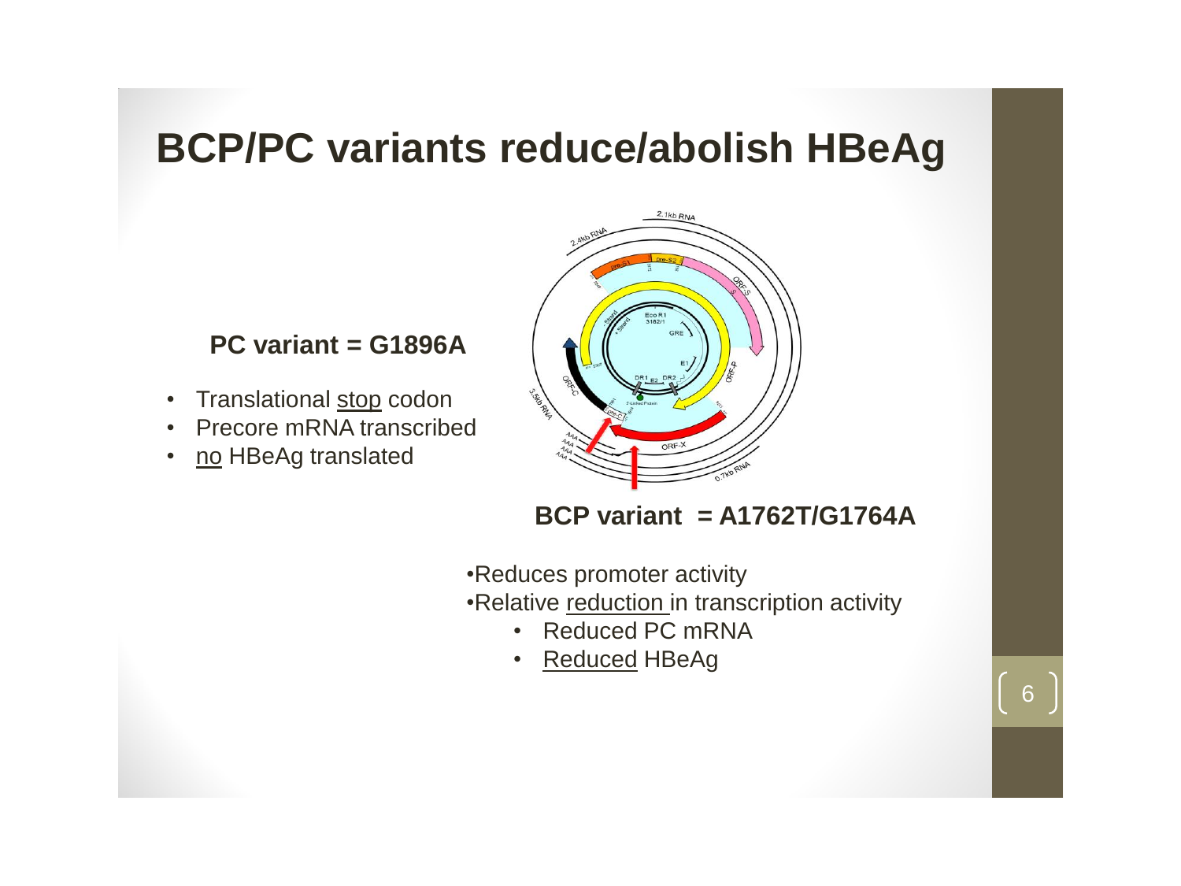# BCP/PC variants reduce/abolish HBeAg

**PC variant = G1896A**

- Translational stop codon
- Precore mRNA transcribed
- no HBeAg translated

**BCP variant = A1762T/G1764A**

- Reduces promoter activity
- Relative reduction in transcription activity
  - Reduced PC mRNA
  - Reduced HBeAg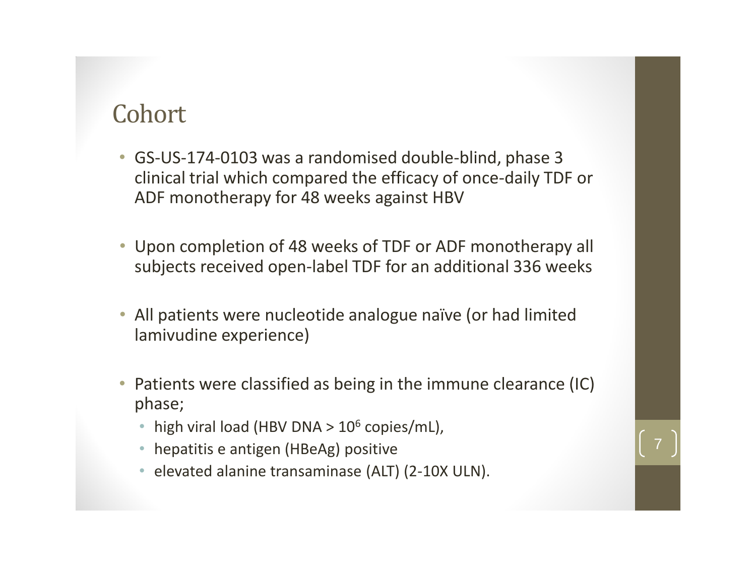# Cohort

- GS-US-174-0103 was a randomised double-blind, phase 3 clinical trial which compared the efficacy of once-daily TDF or ADF monotherapy for 48 weeks against HBV
- Upon completion of 48 weeks of TDF or ADF monotherapy all subjects received open-label TDF for an additional 336 weeks
- All patients were nucleotide analogue naïve (or had limited lamivudine experience)
- Patients were classified as being in the immune clearance (IC) phase;
  - high viral load (HBV DNA > $10^6$ copies/mL),
  - hepatitis e antigen (HBeAg) positive
  - elevated alanine transaminase (ALT) (2-10X ULN).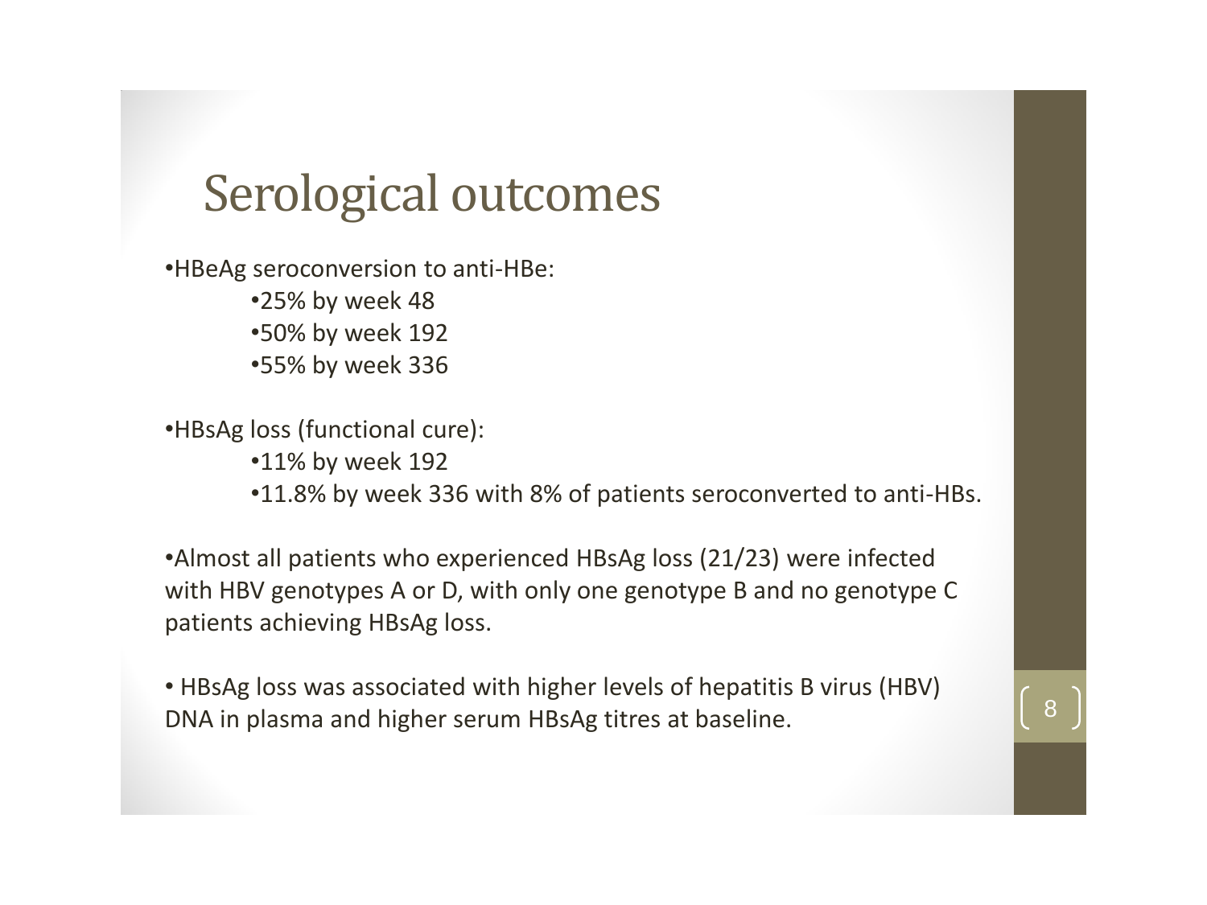# Serological outcomes

- HBeAg seroconversion to anti-HBe:
  - 25% by week 48
  - 50% by week 192
  - 55% by week 336

- HBsAg loss (functional cure):
  - 11% by week 192
  - 11.8% by week 336 with 8% of patients seroconverted to anti-HBs.

- Almost all patients who experienced HBsAg loss (21/23) were infected with HBV genotypes A or D, with only one genotype B and no genotype C patients achieving HBsAg loss.

- HBsAg loss was associated with higher levels of hepatitis B virus (HBV) DNA in plasma and higher serum HBsAg titres at baseline.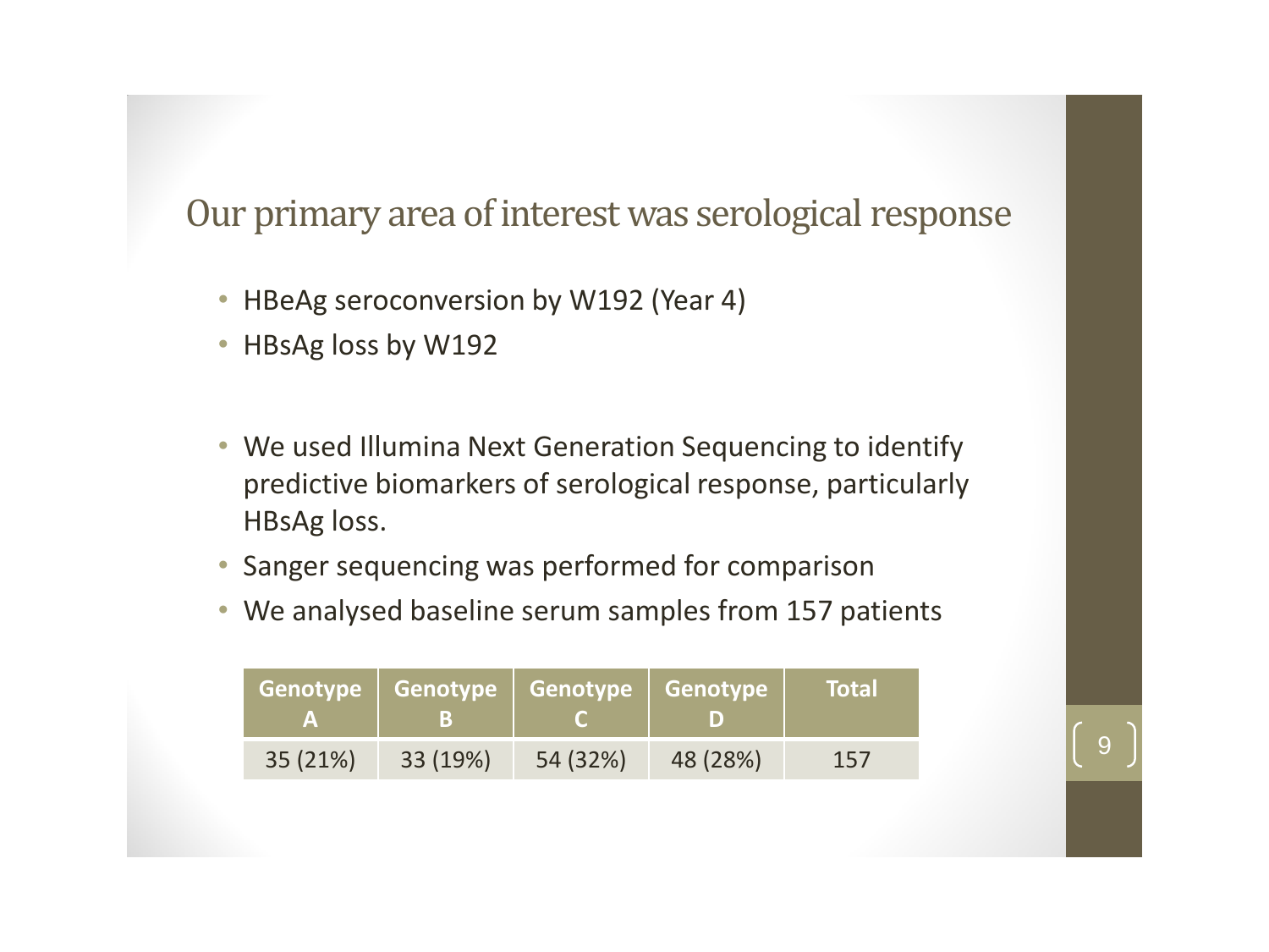## Our primary area of interest was serological response

- HBeAg seroconversion by W192 (Year 4)
- HBsAg loss by W192

- We used Illumina Next Generation Sequencing to identify predictive biomarkers of serological response, particularly HBsAg loss.
- Sanger sequencing was performed for comparison
- We analysed baseline serum samples from 157 patients

| Genotype A | Genotype B | Genotype C | Genotype D | Total |
|---|---|---|---|---|
| 35 (21%) | 33 (19%) | 54 (32%) | 48 (28%) | 157 |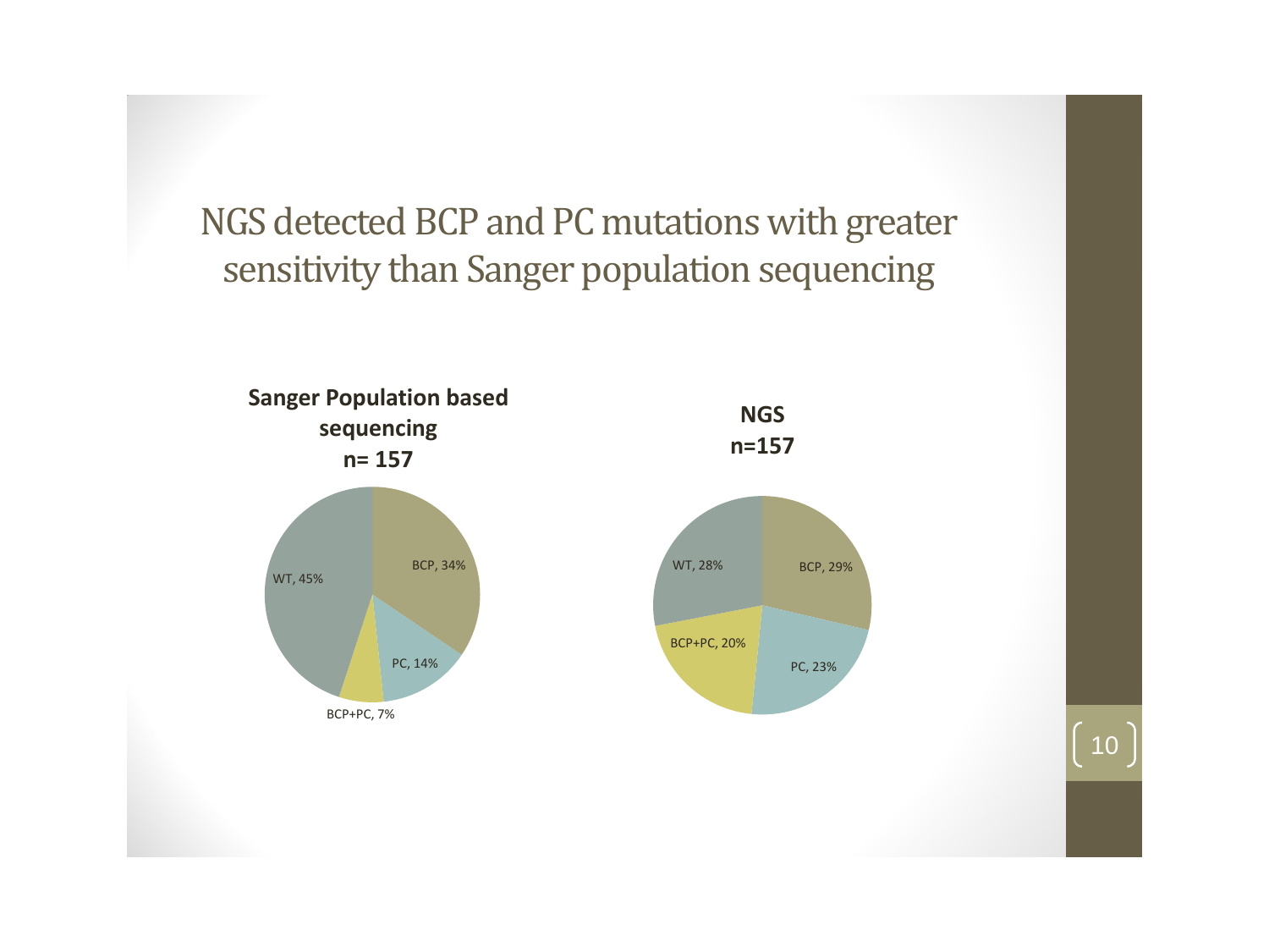# NGS detected BCP and PC mutations with greater sensitivity than Sanger population sequencing

**Sanger Population based sequencing n= 157**

- BCP, 34%
- PC, 14%
- BCP+PC, 7%
- WT, 45%

**NGS n=157**

- BCP, 29%
- PC, 23%
- BCP+PC, 20%
- WT, 28%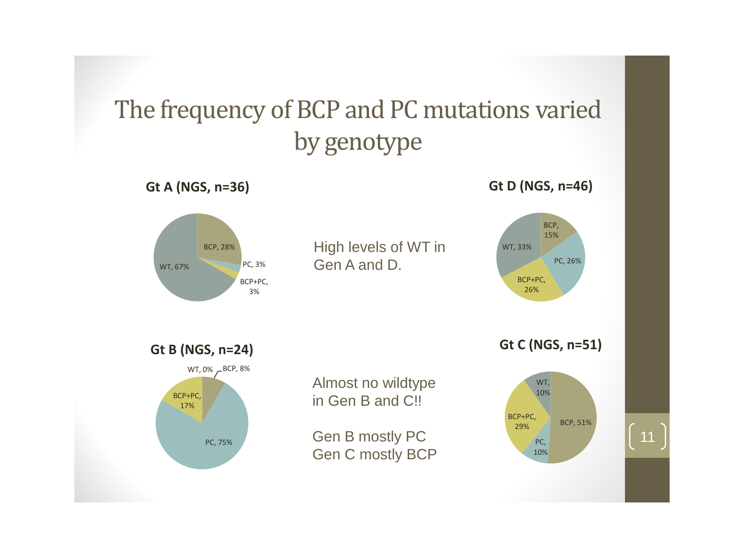# The frequency of BCP and PC mutations varied by genotype

**Gt A (NGS, n=36)**

BCP, 28%; PC, 3%; BCP+PC, 3%; WT, 67%

High levels of WT in Gen A and D.

**Gt D (NGS, n=46)**

BCP, 15%; PC, 26%; BCP+PC, 26%; WT, 33%

**Gt B (NGS, n=24)**

WT, 0%; BCP, 8%; BCP+PC, 17%; PC, 75%

Almost no wildtype in Gen B and C!!

Gen B mostly PC
Gen C mostly BCP

**Gt C (NGS, n=51)**

WT, 10%; BCP, 51%; BCP+PC, 29%; PC, 10%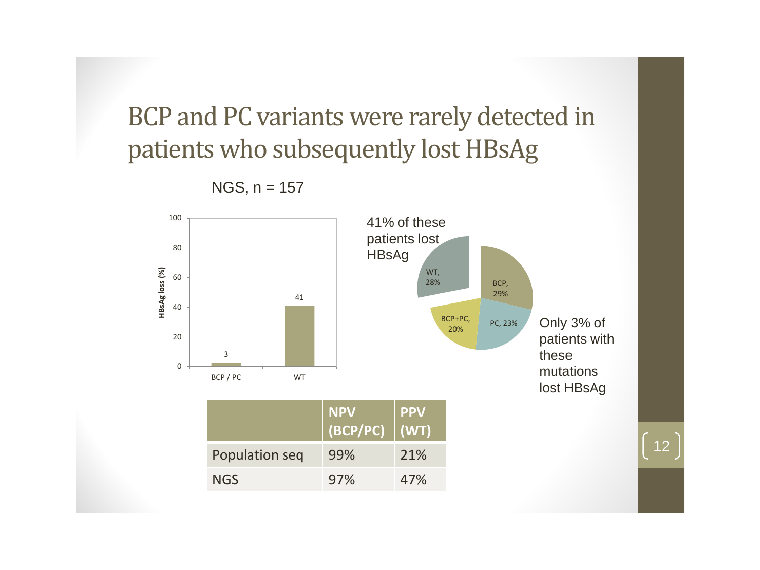# BCP and PC variants were rarely detected in patients who subsequently lost HBsAg

NGS, n = 157

HBsAg loss (%)

| | HBsAg loss (%) |
|---|---|
| BCP / PC | 3 |
| WT | 41 |

41% of these patients lost HBsAg

WT, 28%

BCP, 29%

PC, 23%

BCP+PC, 20%

Only 3% of patients with these mutations lost HBsAg

| | NPV (BCP/PC) | PPV (WT) |
|---|---|---|
| Population seq | 99% | 21% |
| NGS | 97% | 47% |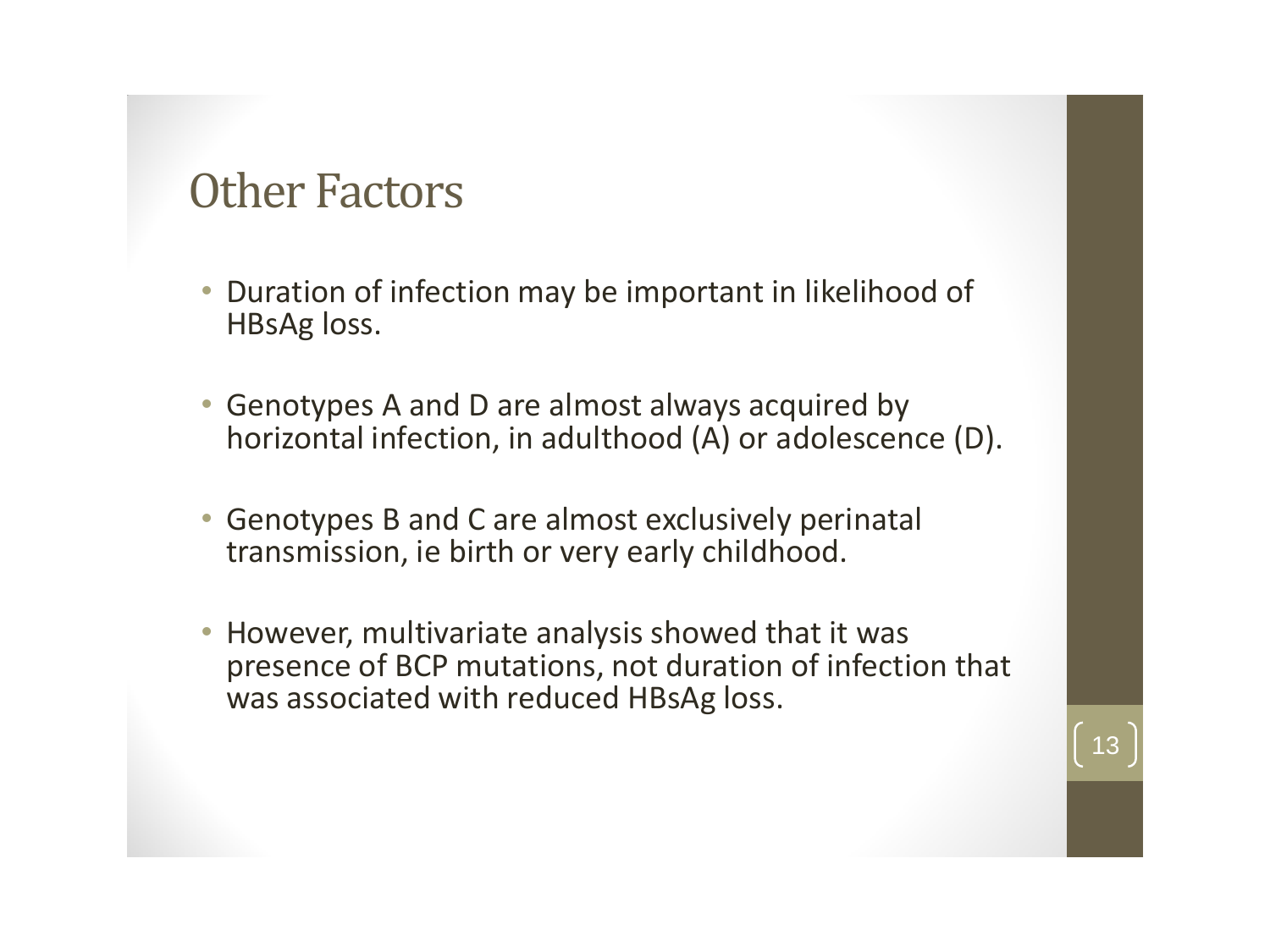# Other Factors

- Duration of infection may be important in likelihood of HBsAg loss.
- Genotypes A and D are almost always acquired by horizontal infection, in adulthood (A) or adolescence (D).
- Genotypes B and C are almost exclusively perinatal transmission, ie birth or very early childhood.
- However, multivariate analysis showed that it was presence of BCP mutations, not duration of infection that was associated with reduced HBsAg loss.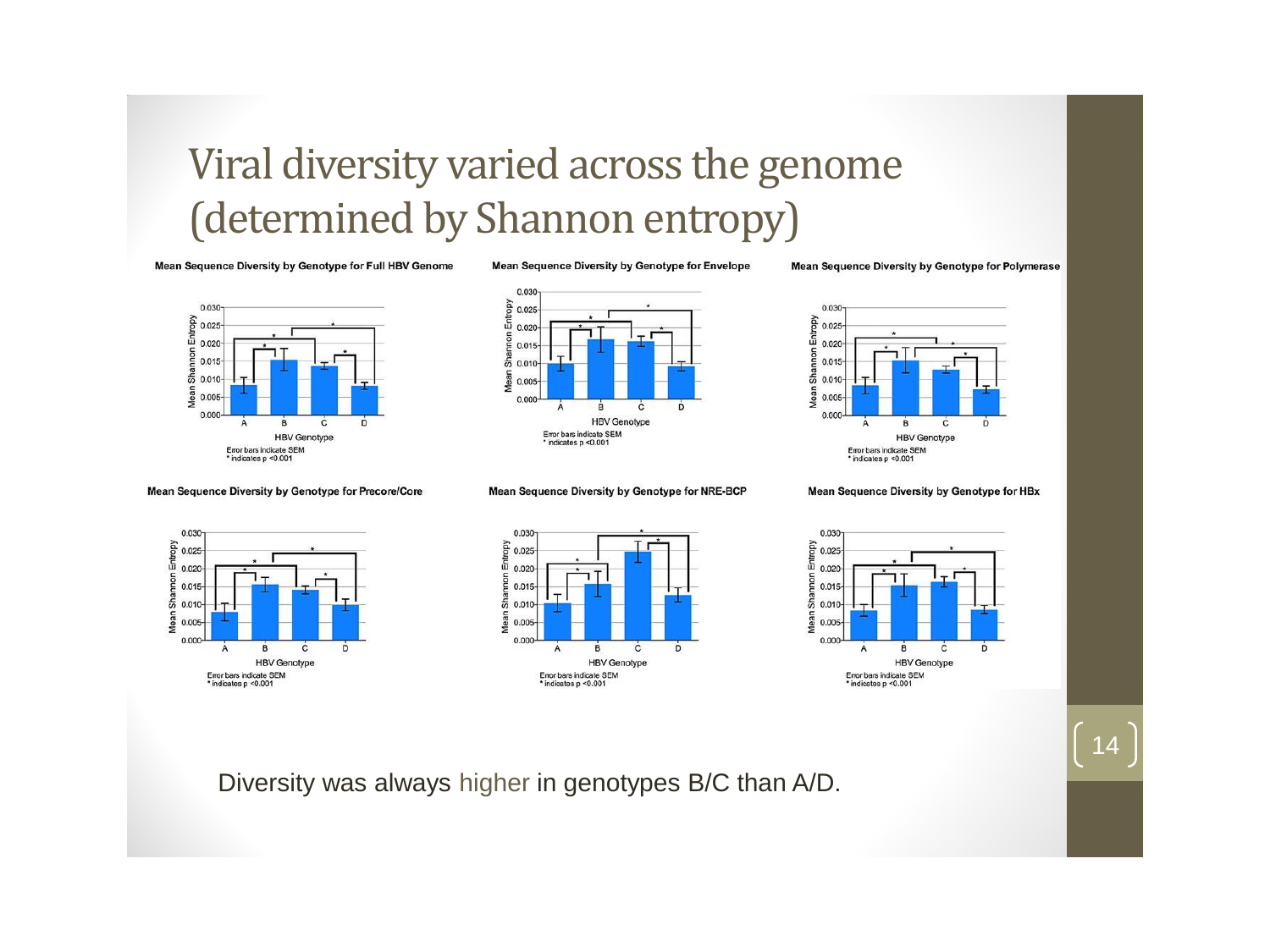# Viral diversity varied across the genome (determined by Shannon entropy)

**Mean Sequence Diversity by Genotype for Full HBV Genome**

Mean Shannon Entropy; HBV Genotype (A, B, C, D)

Error bars indicate SEM
* indicates $p < 0.001$

**Mean Sequence Diversity by Genotype for Envelope**

Mean Shannon Entropy; HBV Genotype (A, B, C, D)

Error bars indicate SEM
* indicates $p < 0.001$

**Mean Sequence Diversity by Genotype for Polymerase**

Mean Shannon Entropy; HBV Genotype (A, B, C, D)

Error bars indicate SEM
* indicates $p < 0.001$

**Mean Sequence Diversity by Genotype for Precore/Core**

Mean Shannon Entropy; HBV Genotype (A, B, C, D)

Error bars indicate SEM
* indicates $p < 0.001$

**Mean Sequence Diversity by Genotype for NRE-BCP**

Mean Shannon Entropy; HBV Genotype (A, B, C, D)

Error bars indicate SEM
* indicates $p < 0.001$

**Mean Sequence Diversity by Genotype for HBx**

Mean Shannon Entropy; HBV Genotype (A, B, C, D)

Error bars indicate SEM
* indicates $p < 0.001$

Diversity was always higher in genotypes B/C than A/D.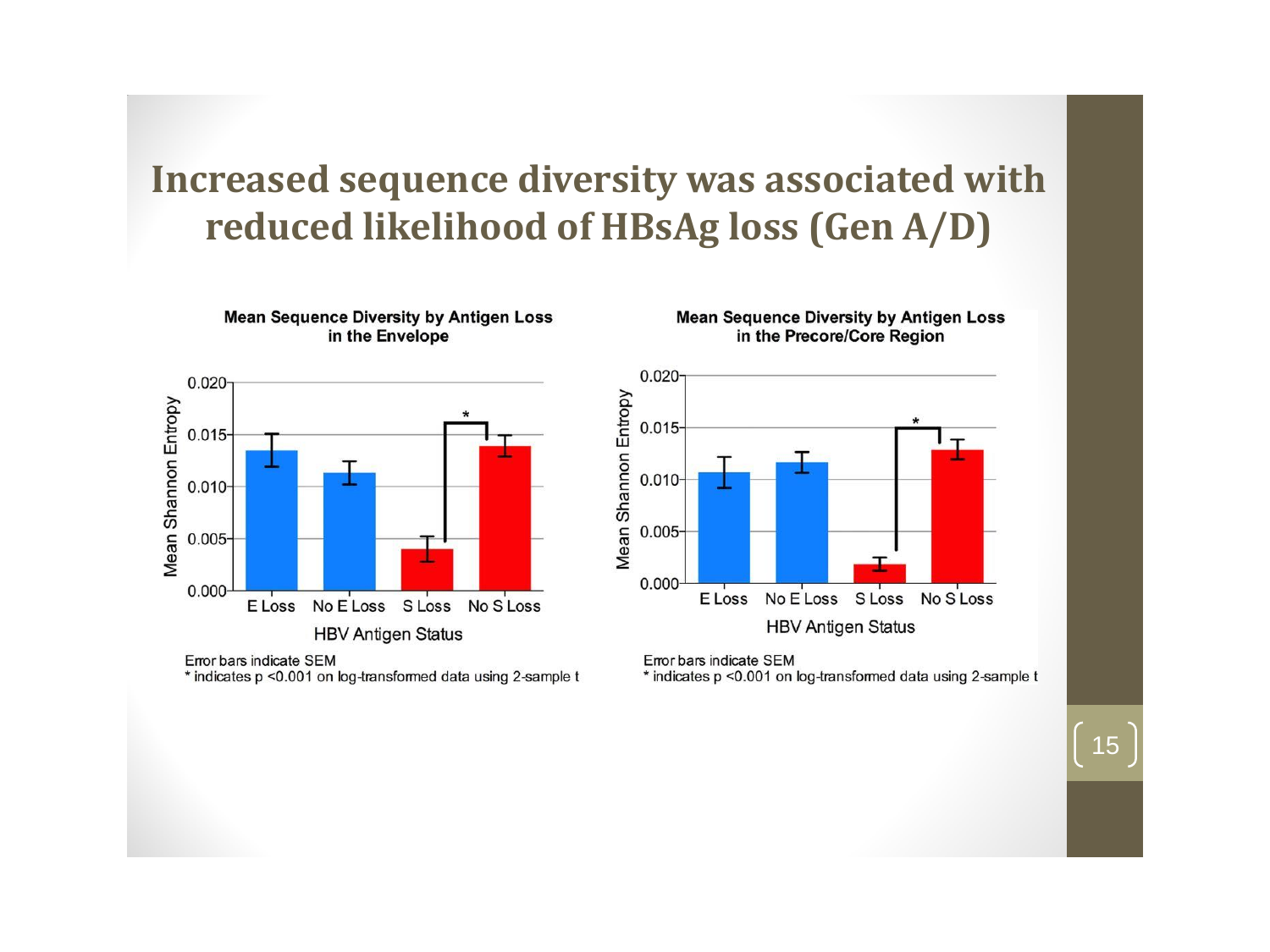# Increased sequence diversity was associated with reduced likelihood of HBsAg loss (Gen A/D)

**Mean Sequence Diversity by Antigen Loss in the Envelope**

Error bars indicate SEM
* indicates p <0.001 on log-transformed data using 2-sample t

**Mean Sequence Diversity by Antigen Loss in the Precore/Core Region**

Error bars indicate SEM
* indicates p <0.001 on log-transformed data using 2-sample t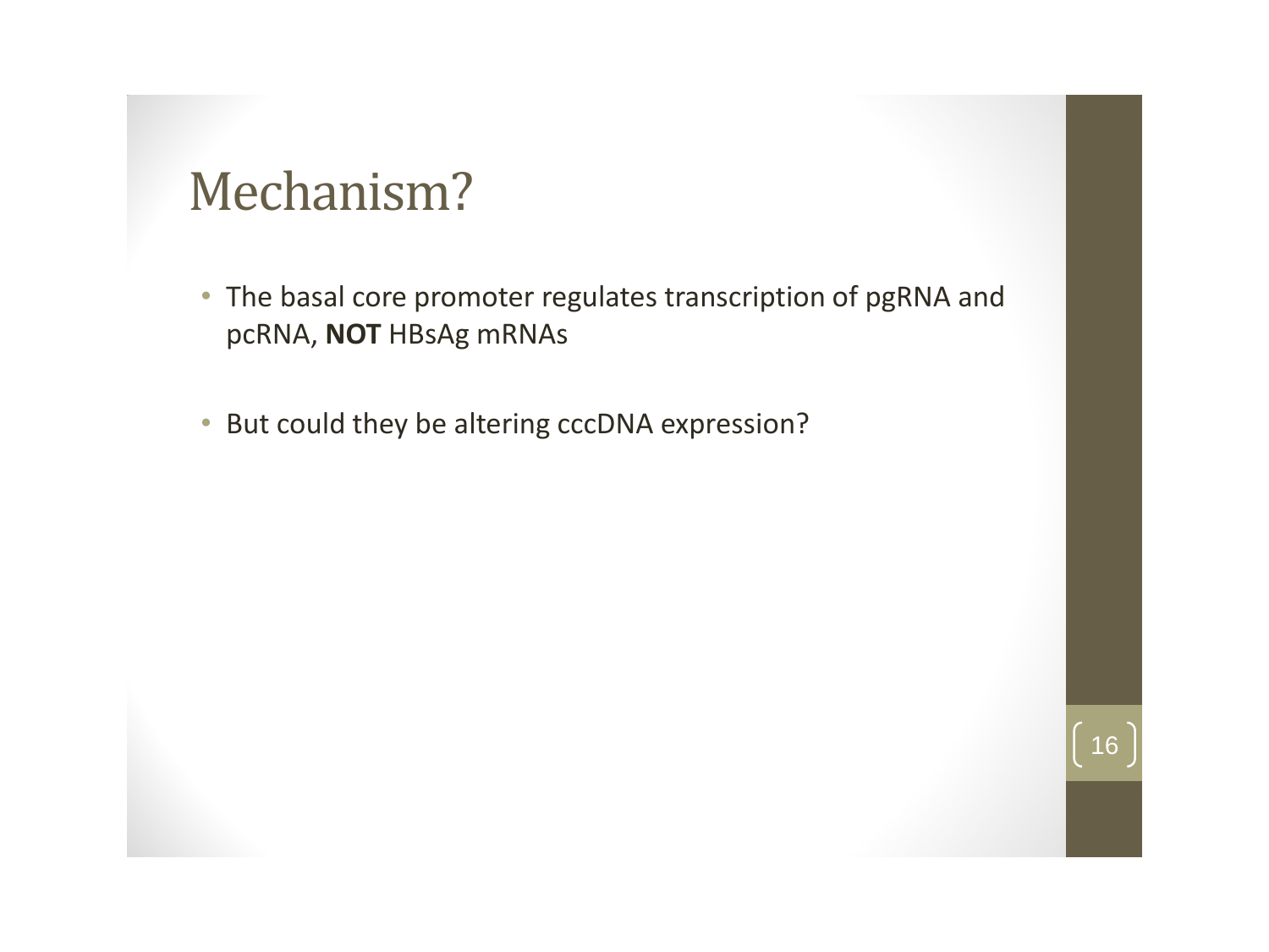# Mechanism?

- The basal core promoter regulates transcription of pgRNA and pcRNA, **NOT** HBsAg mRNAs
- But could they be altering cccDNA expression?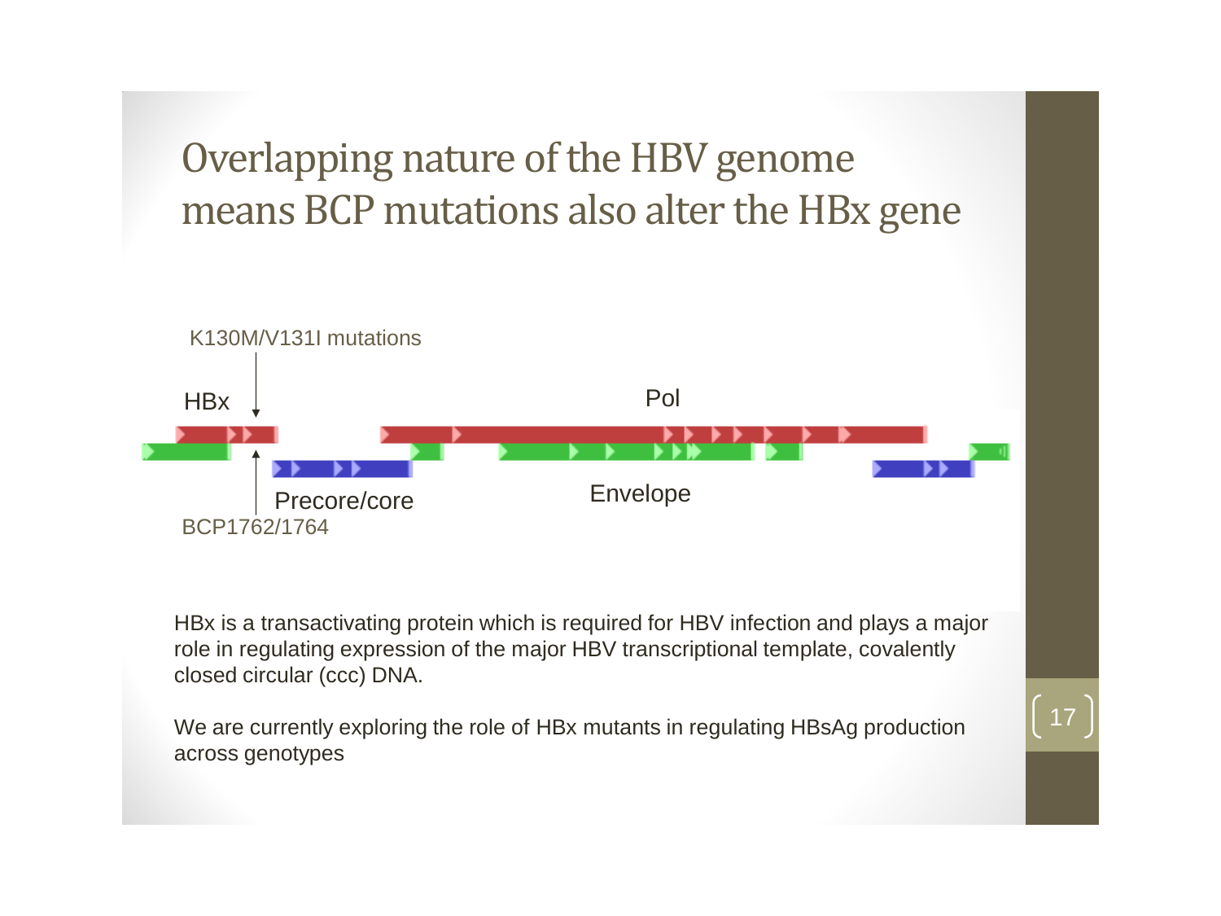# Overlapping nature of the HBV genome means BCP mutations also alter the HBx gene

K130M/V131I mutations

HBx

Pol

Precore/core

Envelope

BCP1762/1764

HBx is a transactivating protein which is required for HBV infection and plays a major role in regulating expression of the major HBV transcriptional template, covalently closed circular (ccc) DNA.

We are currently exploring the role of HBx mutants in regulating HBsAg production across genotypes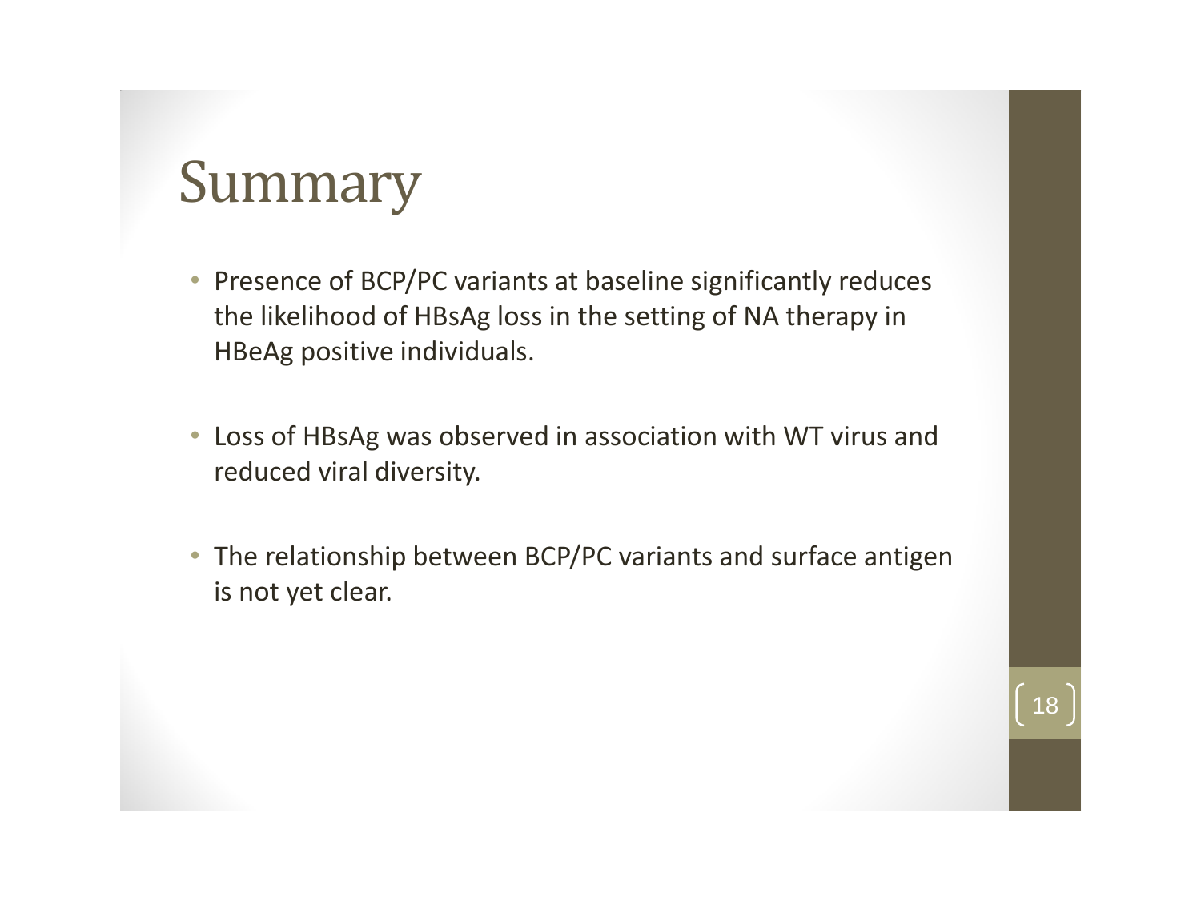# Summary

- Presence of BCP/PC variants at baseline significantly reduces the likelihood of HBsAg loss in the setting of NA therapy in HBeAg positive individuals.
- Loss of HBsAg was observed in association with WT virus and reduced viral diversity.
- The relationship between BCP/PC variants and surface antigen is not yet clear.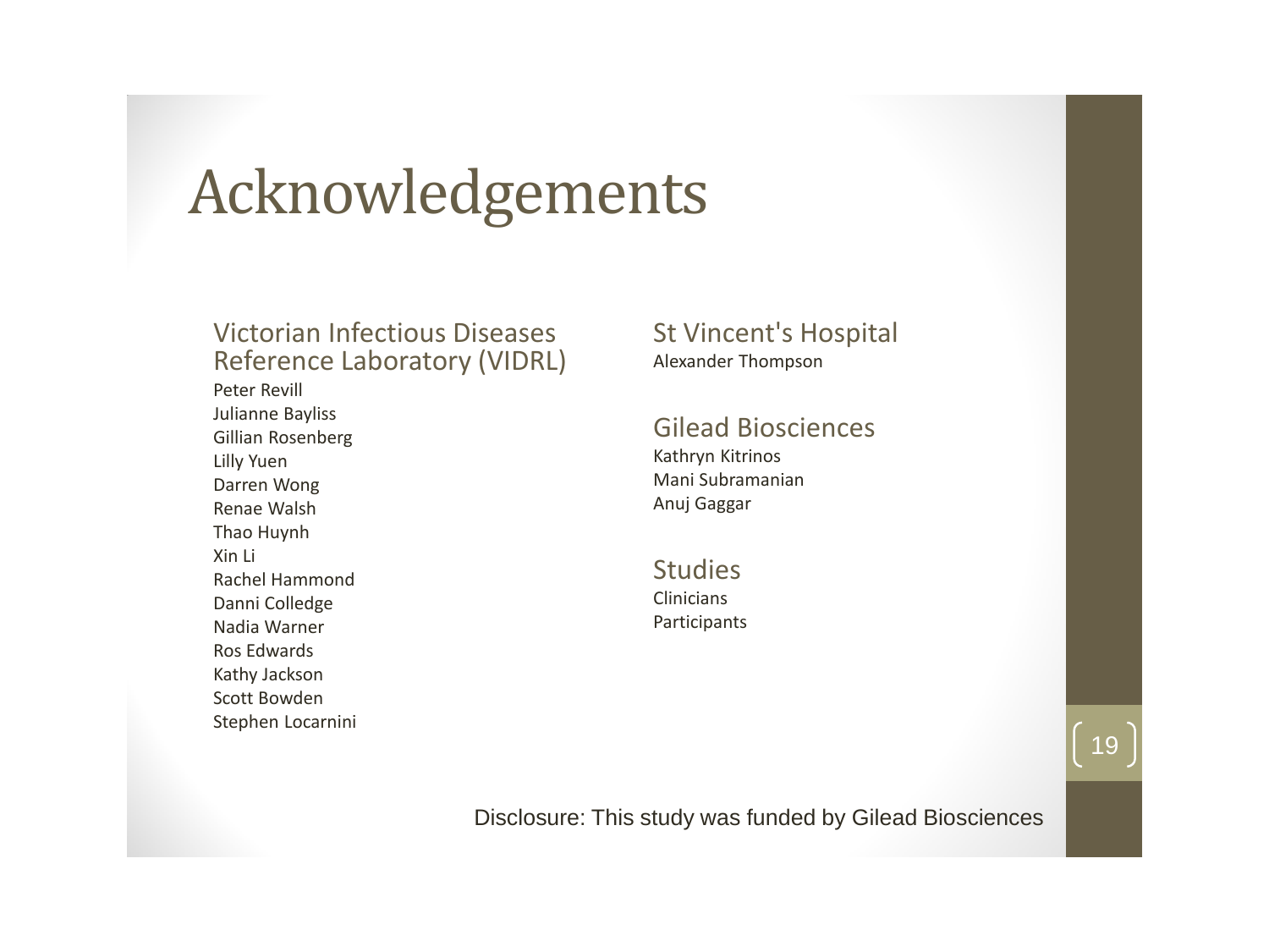# Acknowledgements

## Victorian Infectious Diseases Reference Laboratory (VIDRL)

Peter Revill
Julianne Bayliss
Gillian Rosenberg
Lilly Yuen
Darren Wong
Renae Walsh
Thao Huynh
Xin Li
Rachel Hammond
Danni Colledge
Nadia Warner
Ros Edwards
Kathy Jackson
Scott Bowden
Stephen Locarnini

## St Vincent's Hospital

Alexander Thompson

## Gilead Biosciences

Kathryn Kitrinos
Mani Subramanian
Anuj Gaggar

## Studies

Clinicians
Participants

Disclosure: This study was funded by Gilead Biosciences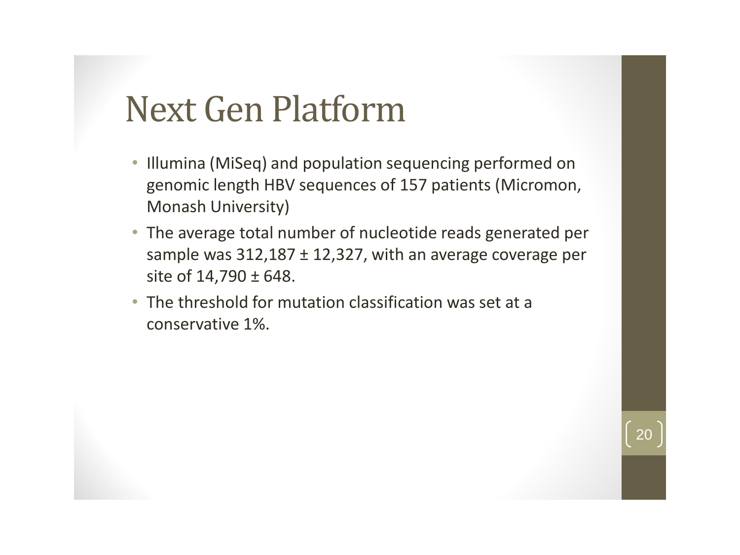# Next Gen Platform

- Illumina (MiSeq) and population sequencing performed on genomic length HBV sequences of 157 patients (Micromon, Monash University)
- The average total number of nucleotide reads generated per sample was 312,187 ± 12,327, with an average coverage per site of 14,790 ± 648.
- The threshold for mutation classification was set at a conservative 1%.